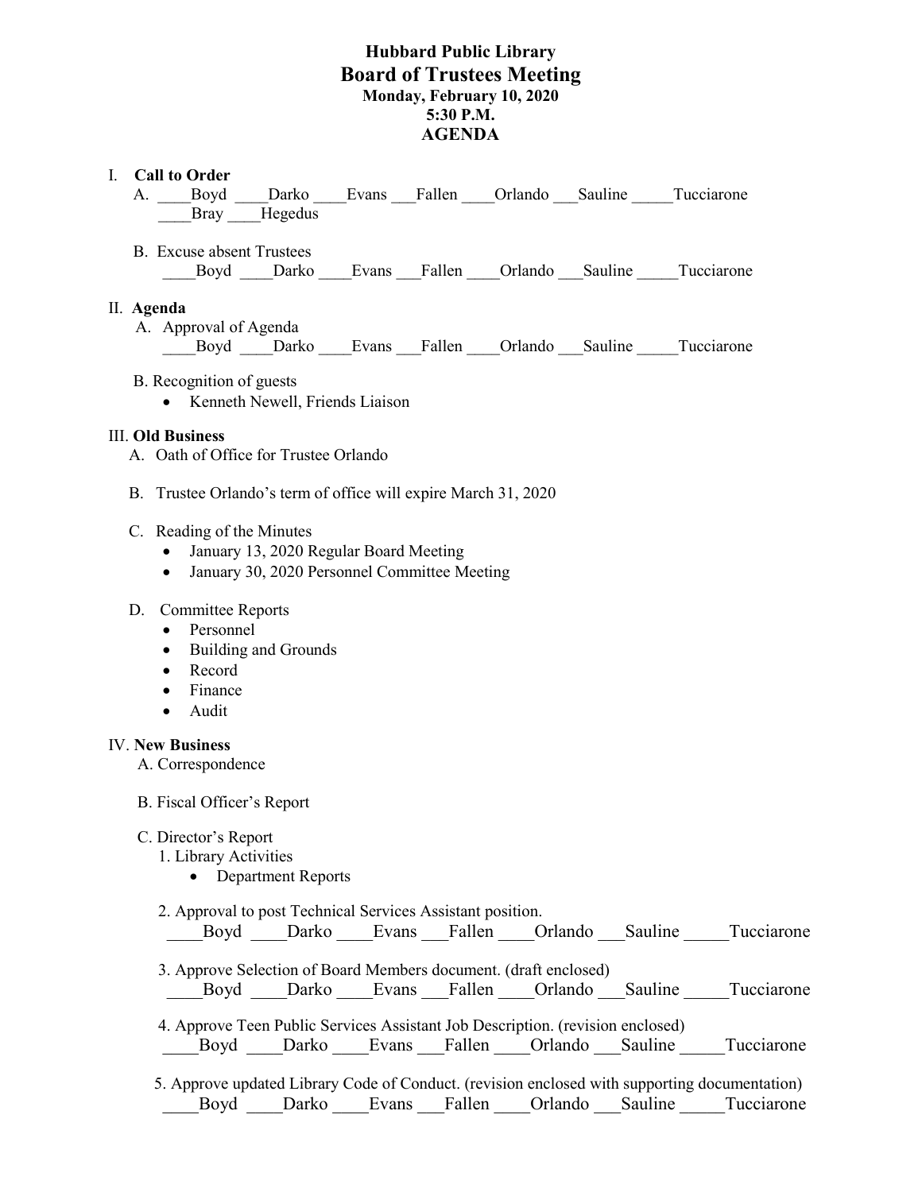# Hubbard Public Library

## Board of Trustees Meeting

**Monday, February 10, 2020**
**5:30 P.M.**
**AGENDA**

I. **Call to Order**

A. ____Boyd ____Darko ____Evans ___Fallen ____Orlando ___Sauline _____Tucciarone ____Bray ____Hegedus

B. Excuse absent Trustees
____Boyd ____Darko ____Evans ___Fallen ____Orlando ___Sauline _____Tucciarone

II. **Agenda**

A. Approval of Agenda
____Boyd ____Darko ____Evans ___Fallen ____Orlando ___Sauline _____Tucciarone

B. Recognition of guests

- Kenneth Newell, Friends Liaison

III. **Old Business**

A. Oath of Office for Trustee Orlando

B. Trustee Orlando's term of office will expire March 31, 2020

C. Reading of the Minutes

- January 13, 2020 Regular Board Meeting
- January 30, 2020 Personnel Committee Meeting

D. Committee Reports

- Personnel
- Building and Grounds
- Record
- Finance
- Audit

IV. **New Business**

A. Correspondence

B. Fiscal Officer's Report

C. Director's Report

1. Library Activities
   - Department Reports

2. Approval to post Technical Services Assistant position.
____Boyd ____Darko ____Evans ___Fallen ____Orlando ___Sauline _____Tucciarone

3. Approve Selection of Board Members document. (draft enclosed)
____Boyd ____Darko ____Evans ___Fallen ____Orlando ___Sauline _____Tucciarone

4. Approve Teen Public Services Assistant Job Description. (revision enclosed)
____Boyd ____Darko ____Evans ___Fallen ____Orlando ___Sauline _____Tucciarone

5. Approve updated Library Code of Conduct. (revision enclosed with supporting documentation)
____Boyd ____Darko ____Evans ___Fallen ____Orlando ___Sauline _____Tucciarone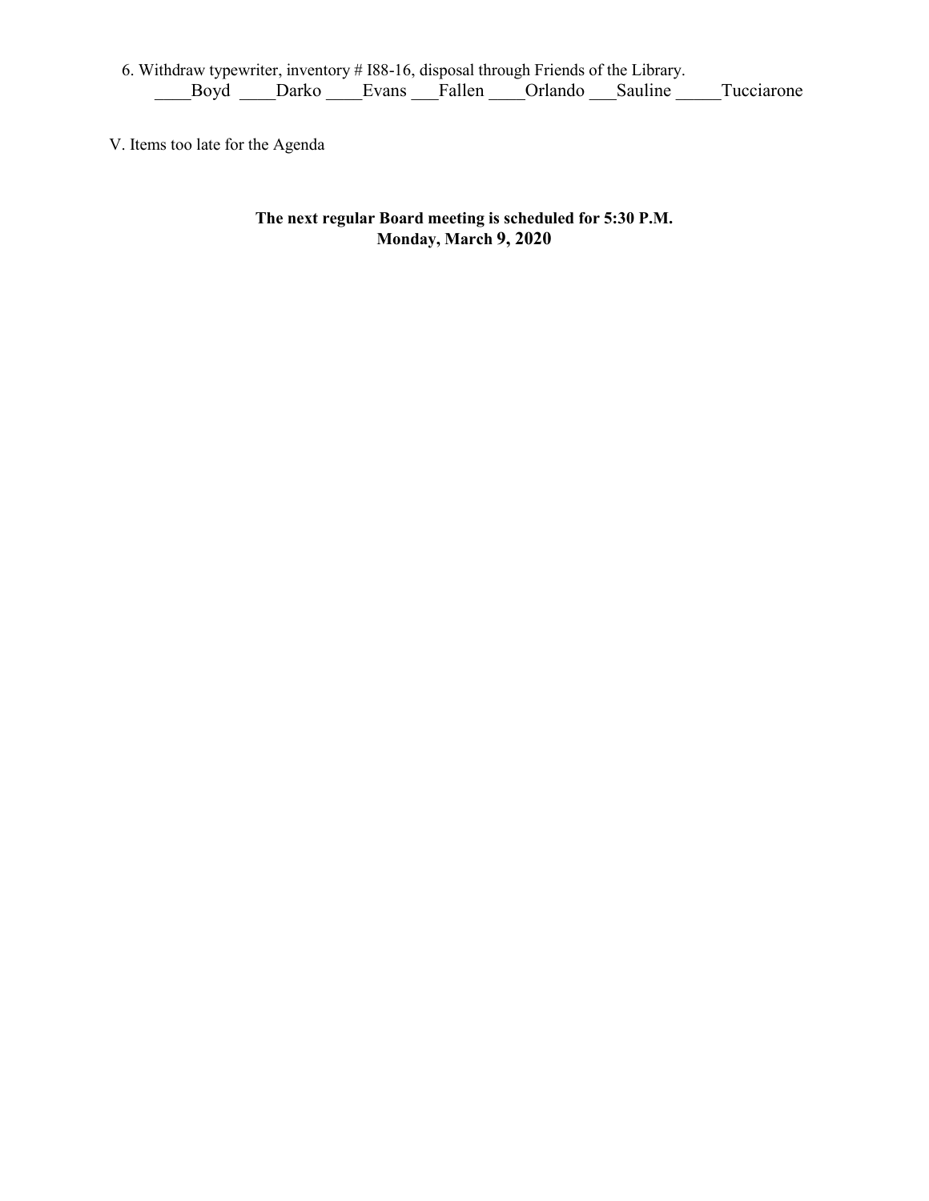6. Withdraw typewriter, inventory # I88-16, disposal through Friends of the Library.
____Boyd ____Darko ____Evans ___Fallen ____Orlando ___Sauline _____Tucciarone

V. Items too late for the Agenda

**The next regular Board meeting is scheduled for 5:30 P.M.**
**Monday, March 9, 2020**